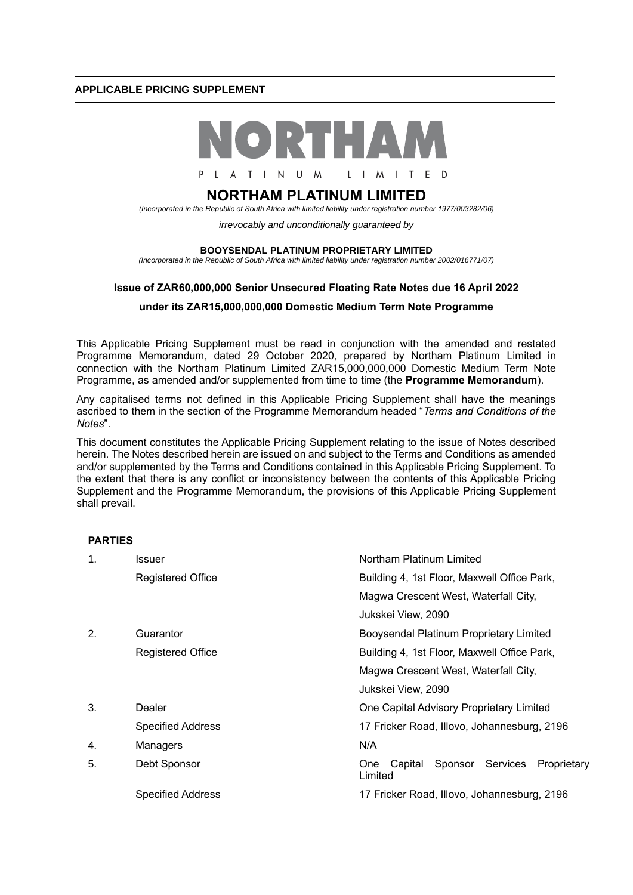**APPLICABLE PRICING SUPPLEMENT**

NORTHAM

PLATINUM LIMITED

# NORTHAM PLATINUM LIMITED

*(Incorporated in the Republic of South Africa with limited liability under registration number 1977/003282/06)*

*irrevocably and unconditionally guaranteed by*

**BOOYSENDAL PLATINUM PROPRIETARY LIMITED**

*(Incorporated in the Republic of South Africa with limited liability under registration number 2002/016771/07)*

**Issue of ZAR60,000,000 Senior Unsecured Floating Rate Notes due 16 April 2022**

**under its ZAR15,000,000,000 Domestic Medium Term Note Programme**

This Applicable Pricing Supplement must be read in conjunction with the amended and restated Programme Memorandum, dated 29 October 2020, prepared by Northam Platinum Limited in connection with the Northam Platinum Limited ZAR15,000,000,000 Domestic Medium Term Note Programme, as amended and/or supplemented from time to time (the **Programme Memorandum**).

Any capitalised terms not defined in this Applicable Pricing Supplement shall have the meanings ascribed to them in the section of the Programme Memorandum headed "*Terms and Conditions of the Notes*".

This document constitutes the Applicable Pricing Supplement relating to the issue of Notes described herein. The Notes described herein are issued on and subject to the Terms and Conditions as amended and/or supplemented by the Terms and Conditions contained in this Applicable Pricing Supplement. To the extent that there is any conflict or inconsistency between the contents of this Applicable Pricing Supplement and the Programme Memorandum, the provisions of this Applicable Pricing Supplement shall prevail.

**PARTIES**

| | | |
|---|---|---|
| 1. | Issuer | Northam Platinum Limited |
| | Registered Office | Building 4, 1st Floor, Maxwell Office Park, Magwa Crescent West, Waterfall City, Jukskei View, 2090 |
| 2. | Guarantor | Booysendal Platinum Proprietary Limited |
| | Registered Office | Building 4, 1st Floor, Maxwell Office Park, Magwa Crescent West, Waterfall City, Jukskei View, 2090 |
| 3. | Dealer | One Capital Advisory Proprietary Limited |
| | Specified Address | 17 Fricker Road, Illovo, Johannesburg, 2196 |
| 4. | Managers | N/A |
| 5. | Debt Sponsor | One Capital Sponsor Services Proprietary Limited |
| | Specified Address | 17 Fricker Road, Illovo, Johannesburg, 2196 |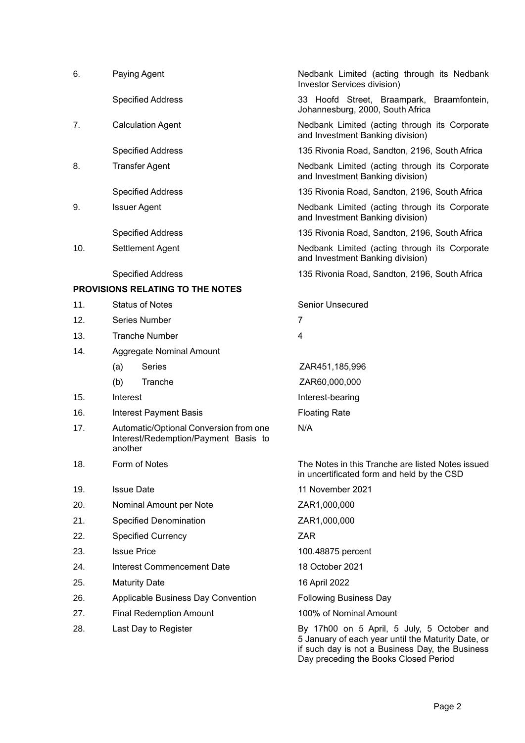| | | |
|---|---|---|
| 6. | Paying Agent | Nedbank Limited (acting through its Nedbank Investor Services division) |
| | Specified Address | 33 Hoofd Street, Braampark, Braamfontein, Johannesburg, 2000, South Africa |
| 7. | Calculation Agent | Nedbank Limited (acting through its Corporate and Investment Banking division) |
| | Specified Address | 135 Rivonia Road, Sandton, 2196, South Africa |
| 8. | Transfer Agent | Nedbank Limited (acting through its Corporate and Investment Banking division) |
| | Specified Address | 135 Rivonia Road, Sandton, 2196, South Africa |
| 9. | Issuer Agent | Nedbank Limited (acting through its Corporate and Investment Banking division) |
| | Specified Address | 135 Rivonia Road, Sandton, 2196, South Africa |
| 10. | Settlement Agent | Nedbank Limited (acting through its Corporate and Investment Banking division) |
| | Specified Address | 135 Rivonia Road, Sandton, 2196, South Africa |

**PROVISIONS RELATING TO THE NOTES**

| | | |
|---|---|---|
| 11. | Status of Notes | Senior Unsecured |
| 12. | Series Number | 7 |
| 13. | Tranche Number | 4 |
| 14. | Aggregate Nominal Amount | |
| | (a) Series | ZAR451,185,996 |
| | (b) Tranche | ZAR60,000,000 |
| 15. | Interest | Interest-bearing |
| 16. | Interest Payment Basis | Floating Rate |
| 17. | Automatic/Optional Conversion from one Interest/Redemption/Payment Basis to another | N/A |
| 18. | Form of Notes | The Notes in this Tranche are listed Notes issued in uncertificated form and held by the CSD |
| 19. | Issue Date | 11 November 2021 |
| 20. | Nominal Amount per Note | ZAR1,000,000 |
| 21. | Specified Denomination | ZAR1,000,000 |
| 22. | Specified Currency | ZAR |
| 23. | Issue Price | 100.48875 percent |
| 24. | Interest Commencement Date | 18 October 2021 |
| 25. | Maturity Date | 16 April 2022 |
| 26. | Applicable Business Day Convention | Following Business Day |
| 27. | Final Redemption Amount | 100% of Nominal Amount |
| 28. | Last Day to Register | By 17h00 on 5 April, 5 July, 5 October and 5 January of each year until the Maturity Date, or if such day is not a Business Day, the Business Day preceding the Books Closed Period |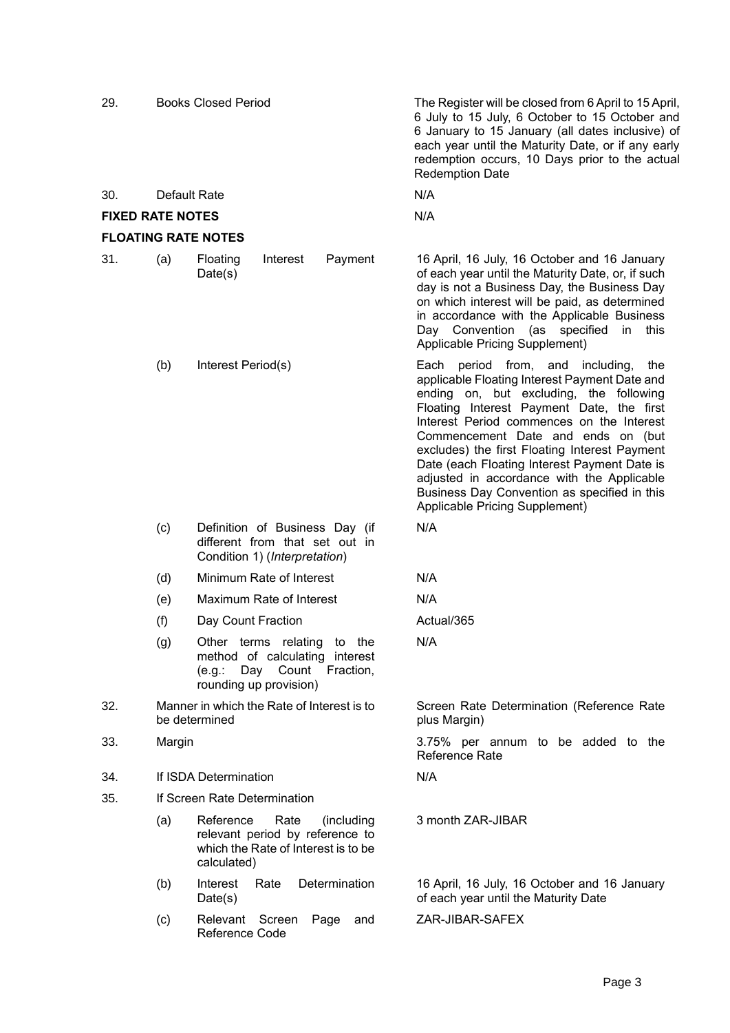| | | | |
|---|---|---|---|
| 29. | | Books Closed Period | The Register will be closed from 6 April to 15 April, 6 July to 15 July, 6 October to 15 October and 6 January to 15 January (all dates inclusive) of each year until the Maturity Date, or if any early redemption occurs, 10 Days prior to the actual Redemption Date |
| 30. | | Default Rate | N/A |
| **FIXED RATE NOTES** | | | N/A |
| **FLOATING RATE NOTES** | | | |
| 31. | (a) | Floating Interest Payment Date(s) | 16 April, 16 July, 16 October and 16 January of each year until the Maturity Date, or, if such day is not a Business Day, the Business Day on which interest will be paid, as determined in accordance with the Applicable Business Day Convention (as specified in this Applicable Pricing Supplement) |
| | (b) | Interest Period(s) | Each period from, and including, the applicable Floating Interest Payment Date and ending on, but excluding, the following Floating Interest Payment Date, the first Interest Period commences on the Interest Commencement Date and ends on (but excludes) the first Floating Interest Payment Date (each Floating Interest Payment Date is adjusted in accordance with the Applicable Business Day Convention as specified in this Applicable Pricing Supplement) |
| | (c) | Definition of Business Day (if different from that set out in Condition 1) (*Interpretation*) | N/A |
| | (d) | Minimum Rate of Interest | N/A |
| | (e) | Maximum Rate of Interest | N/A |
| | (f) | Day Count Fraction | Actual/365 |
| | (g) | Other terms relating to the method of calculating interest (e.g.: Day Count Fraction, rounding up provision) | N/A |
| 32. | | Manner in which the Rate of Interest is to be determined | Screen Rate Determination (Reference Rate plus Margin) |
| 33. | | Margin | 3.75% per annum to be added to the Reference Rate |
| 34. | | If ISDA Determination | N/A |
| 35. | | If Screen Rate Determination | |
| | (a) | Reference Rate (including relevant period by reference to which the Rate of Interest is to be calculated) | 3 month ZAR-JIBAR |
| | (b) | Interest Rate Determination Date(s) | 16 April, 16 July, 16 October and 16 January of each year until the Maturity Date |
| | (c) | Relevant Screen Page and Reference Code | ZAR-JIBAR-SAFEX |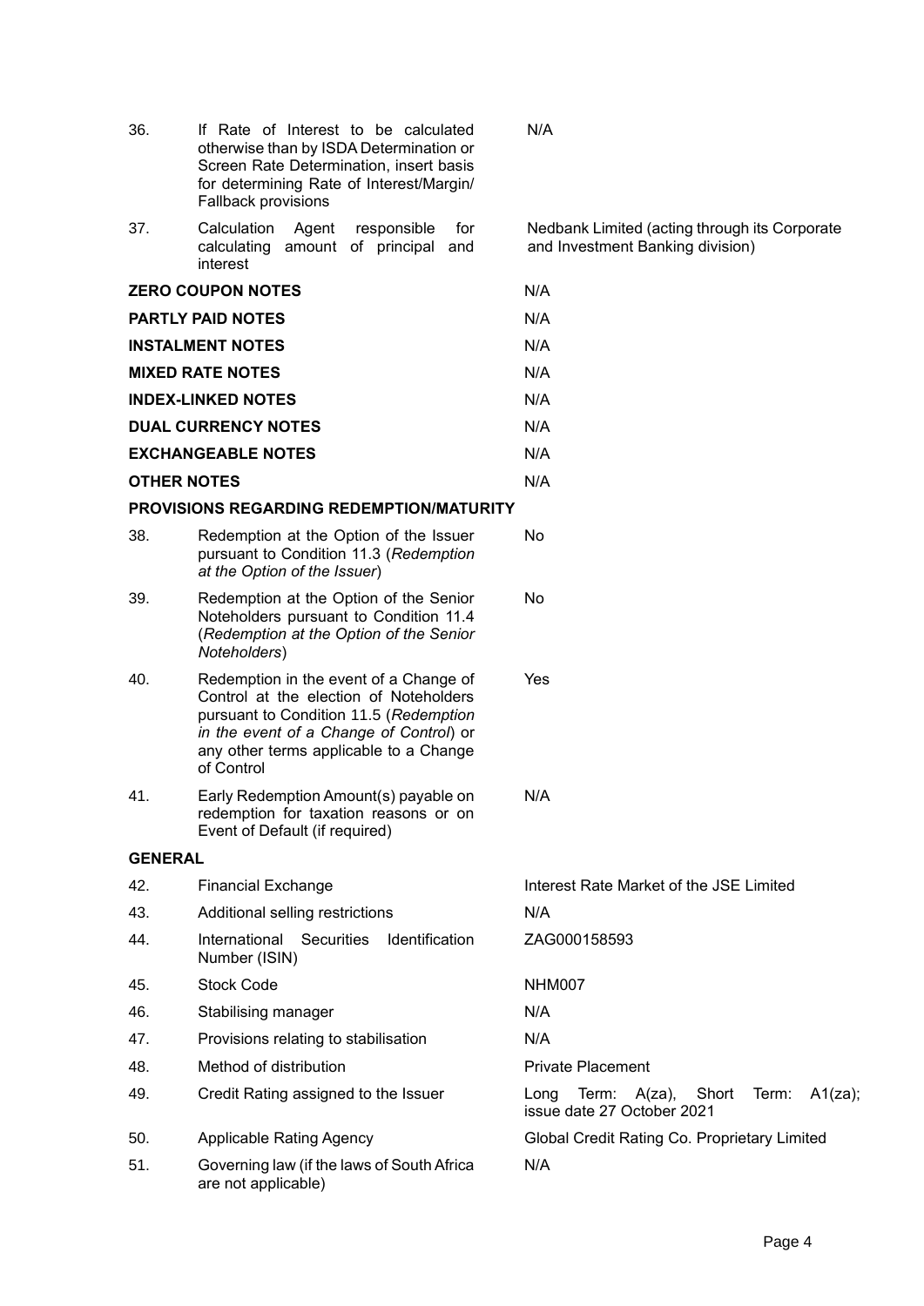| | | |
|---|---|---|
| 36. | If Rate of Interest to be calculated otherwise than by ISDA Determination or Screen Rate Determination, insert basis for determining Rate of Interest/Margin/ Fallback provisions | N/A |
| 37. | Calculation Agent responsible for calculating amount of principal and interest | Nedbank Limited (acting through its Corporate and Investment Banking division) |
| **ZERO COUPON NOTES** | | N/A |
| **PARTLY PAID NOTES** | | N/A |
| **INSTALMENT NOTES** | | N/A |
| **MIXED RATE NOTES** | | N/A |
| **INDEX-LINKED NOTES** | | N/A |
| **DUAL CURRENCY NOTES** | | N/A |
| **EXCHANGEABLE NOTES** | | N/A |
| **OTHER NOTES** | | N/A |
| **PROVISIONS REGARDING REDEMPTION/MATURITY** | | |
| 38. | Redemption at the Option of the Issuer pursuant to Condition 11.3 (*Redemption at the Option of the Issuer*) | No |
| 39. | Redemption at the Option of the Senior Noteholders pursuant to Condition 11.4 (*Redemption at the Option of the Senior Noteholders*) | No |
| 40. | Redemption in the event of a Change of Control at the election of Noteholders pursuant to Condition 11.5 (*Redemption in the event of a Change of Control*) or any other terms applicable to a Change of Control | Yes |
| 41. | Early Redemption Amount(s) payable on redemption for taxation reasons or on Event of Default (if required) | N/A |
| **GENERAL** | | |
| 42. | Financial Exchange | Interest Rate Market of the JSE Limited |
| 43. | Additional selling restrictions | N/A |
| 44. | International Securities Identification Number (ISIN) | ZAG000158593 |
| 45. | Stock Code | NHM007 |
| 46. | Stabilising manager | N/A |
| 47. | Provisions relating to stabilisation | N/A |
| 48. | Method of distribution | Private Placement |
| 49. | Credit Rating assigned to the Issuer | Long Term: A(za), Short Term: A1(za); issue date 27 October 2021 |
| 50. | Applicable Rating Agency | Global Credit Rating Co. Proprietary Limited |
| 51. | Governing law (if the laws of South Africa are not applicable) | N/A |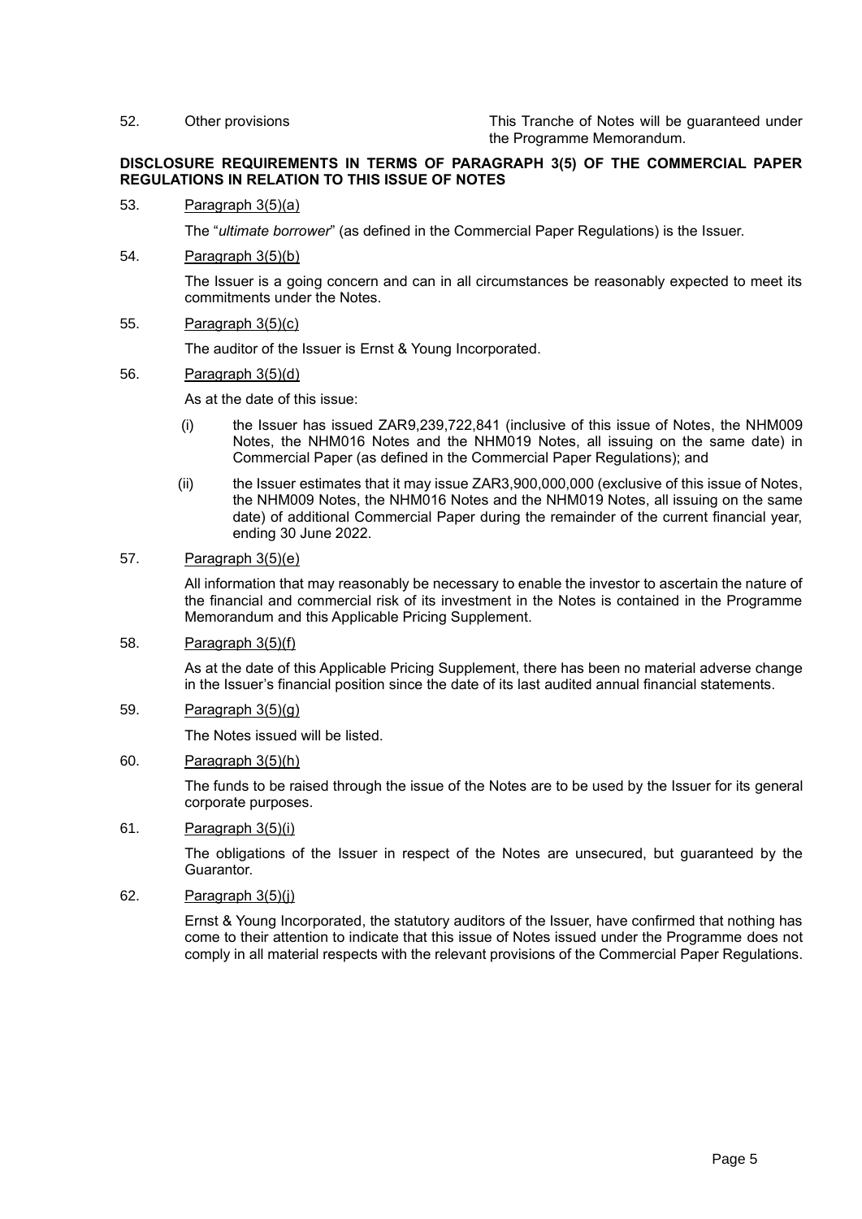52. Other provisions — This Tranche of Notes will be guaranteed under the Programme Memorandum.

**DISCLOSURE REQUIREMENTS IN TERMS OF PARAGRAPH 3(5) OF THE COMMERCIAL PAPER REGULATIONS IN RELATION TO THIS ISSUE OF NOTES**

53. Paragraph 3(5)(a)

    The "*ultimate borrower*" (as defined in the Commercial Paper Regulations) is the Issuer.

54. Paragraph 3(5)(b)

    The Issuer is a going concern and can in all circumstances be reasonably expected to meet its commitments under the Notes.

55. Paragraph 3(5)(c)

    The auditor of the Issuer is Ernst & Young Incorporated.

56. Paragraph 3(5)(d)

    As at the date of this issue:

    (i) the Issuer has issued ZAR9,239,722,841 (inclusive of this issue of Notes, the NHM009 Notes, the NHM016 Notes and the NHM019 Notes, all issuing on the same date) in Commercial Paper (as defined in the Commercial Paper Regulations); and

    (ii) the Issuer estimates that it may issue ZAR3,900,000,000 (exclusive of this issue of Notes, the NHM009 Notes, the NHM016 Notes and the NHM019 Notes, all issuing on the same date) of additional Commercial Paper during the remainder of the current financial year, ending 30 June 2022.

57. Paragraph 3(5)(e)

    All information that may reasonably be necessary to enable the investor to ascertain the nature of the financial and commercial risk of its investment in the Notes is contained in the Programme Memorandum and this Applicable Pricing Supplement.

58. Paragraph 3(5)(f)

    As at the date of this Applicable Pricing Supplement, there has been no material adverse change in the Issuer's financial position since the date of its last audited annual financial statements.

59. Paragraph 3(5)(g)

    The Notes issued will be listed.

60. Paragraph 3(5)(h)

    The funds to be raised through the issue of the Notes are to be used by the Issuer for its general corporate purposes.

61. Paragraph 3(5)(i)

    The obligations of the Issuer in respect of the Notes are unsecured, but guaranteed by the Guarantor.

62. Paragraph 3(5)(j)

    Ernst & Young Incorporated, the statutory auditors of the Issuer, have confirmed that nothing has come to their attention to indicate that this issue of Notes issued under the Programme does not comply in all material respects with the relevant provisions of the Commercial Paper Regulations.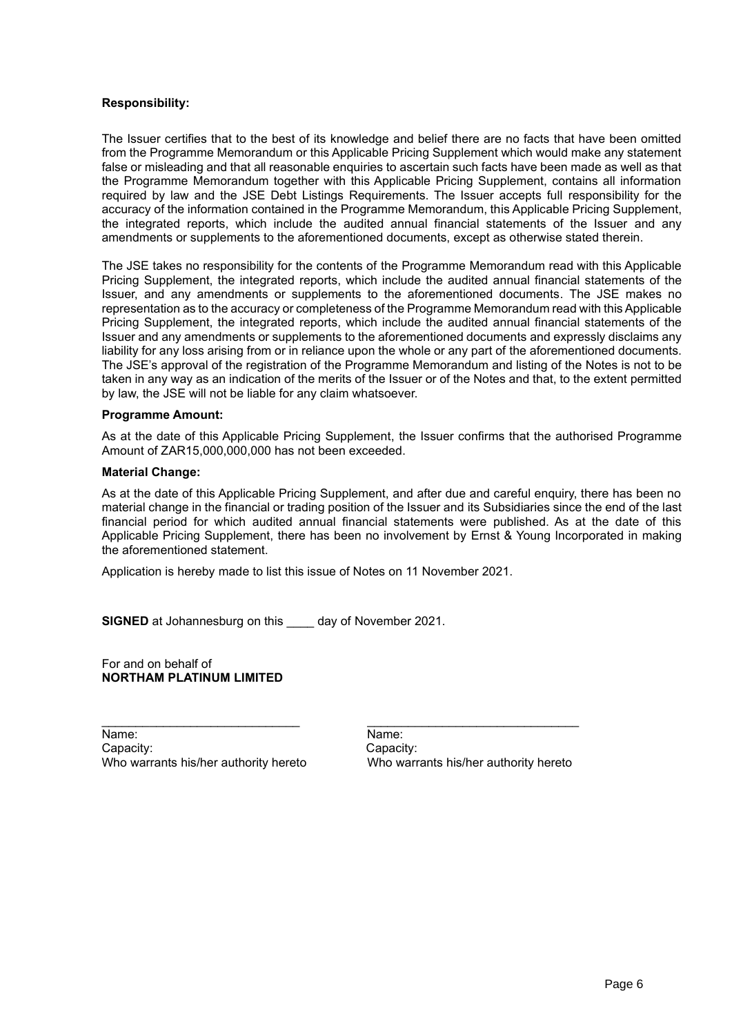**Responsibility:**

The Issuer certifies that to the best of its knowledge and belief there are no facts that have been omitted from the Programme Memorandum or this Applicable Pricing Supplement which would make any statement false or misleading and that all reasonable enquiries to ascertain such facts have been made as well as that the Programme Memorandum together with this Applicable Pricing Supplement, contains all information required by law and the JSE Debt Listings Requirements. The Issuer accepts full responsibility for the accuracy of the information contained in the Programme Memorandum, this Applicable Pricing Supplement, the integrated reports, which include the audited annual financial statements of the Issuer and any amendments or supplements to the aforementioned documents, except as otherwise stated therein.

The JSE takes no responsibility for the contents of the Programme Memorandum read with this Applicable Pricing Supplement, the integrated reports, which include the audited annual financial statements of the Issuer, and any amendments or supplements to the aforementioned documents. The JSE makes no representation as to the accuracy or completeness of the Programme Memorandum read with this Applicable Pricing Supplement, the integrated reports, which include the audited annual financial statements of the Issuer and any amendments or supplements to the aforementioned documents and expressly disclaims any liability for any loss arising from or in reliance upon the whole or any part of the aforementioned documents. The JSE's approval of the registration of the Programme Memorandum and listing of the Notes is not to be taken in any way as an indication of the merits of the Issuer or of the Notes and that, to the extent permitted by law, the JSE will not be liable for any claim whatsoever.

**Programme Amount:**

As at the date of this Applicable Pricing Supplement, the Issuer confirms that the authorised Programme Amount of ZAR15,000,000,000 has not been exceeded.

**Material Change:**

As at the date of this Applicable Pricing Supplement, and after due and careful enquiry, there has been no material change in the financial or trading position of the Issuer and its Subsidiaries since the end of the last financial period for which audited annual financial statements were published. As at the date of this Applicable Pricing Supplement, there has been no involvement by Ernst & Young Incorporated in making the aforementioned statement.

Application is hereby made to list this issue of Notes on 11 November 2021.

**SIGNED** at Johannesburg on this ____ day of November 2021.

For and on behalf of
**NORTHAM PLATINUM LIMITED**

| | |
|---|---|
| ______________________________ | ______________________________ |
| Name: | Name: |
| Capacity: | Capacity: |
| Who warrants his/her authority hereto | Who warrants his/her authority hereto |